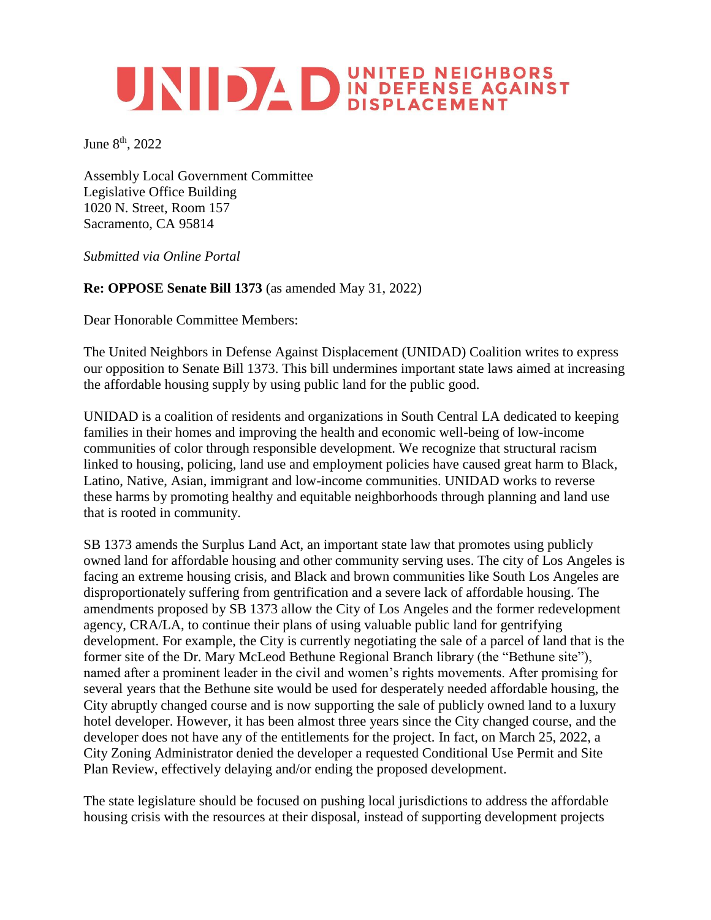# UNIDAD UNITED NEIGHBORS IN DEFENSE AGAINST DISPLACEMENT

June 8th, 2022

Assembly Local Government Committee
Legislative Office Building
1020 N. Street, Room 157
Sacramento, CA 95814

*Submitted via Online Portal*

**Re: OPPOSE Senate Bill 1373** (as amended May 31, 2022)

Dear Honorable Committee Members:

The United Neighbors in Defense Against Displacement (UNIDAD) Coalition writes to express our opposition to Senate Bill 1373. This bill undermines important state laws aimed at increasing the affordable housing supply by using public land for the public good.

UNIDAD is a coalition of residents and organizations in South Central LA dedicated to keeping families in their homes and improving the health and economic well-being of low-income communities of color through responsible development. We recognize that structural racism linked to housing, policing, land use and employment policies have caused great harm to Black, Latino, Native, Asian, immigrant and low-income communities. UNIDAD works to reverse these harms by promoting healthy and equitable neighborhoods through planning and land use that is rooted in community.

SB 1373 amends the Surplus Land Act, an important state law that promotes using publicly owned land for affordable housing and other community serving uses. The city of Los Angeles is facing an extreme housing crisis, and Black and brown communities like South Los Angeles are disproportionately suffering from gentrification and a severe lack of affordable housing. The amendments proposed by SB 1373 allow the City of Los Angeles and the former redevelopment agency, CRA/LA, to continue their plans of using valuable public land for gentrifying development. For example, the City is currently negotiating the sale of a parcel of land that is the former site of the Dr. Mary McLeod Bethune Regional Branch library (the "Bethune site"), named after a prominent leader in the civil and women's rights movements. After promising for several years that the Bethune site would be used for desperately needed affordable housing, the City abruptly changed course and is now supporting the sale of publicly owned land to a luxury hotel developer. However, it has been almost three years since the City changed course, and the developer does not have any of the entitlements for the project. In fact, on March 25, 2022, a City Zoning Administrator denied the developer a requested Conditional Use Permit and Site Plan Review, effectively delaying and/or ending the proposed development.

The state legislature should be focused on pushing local jurisdictions to address the affordable housing crisis with the resources at their disposal, instead of supporting development projects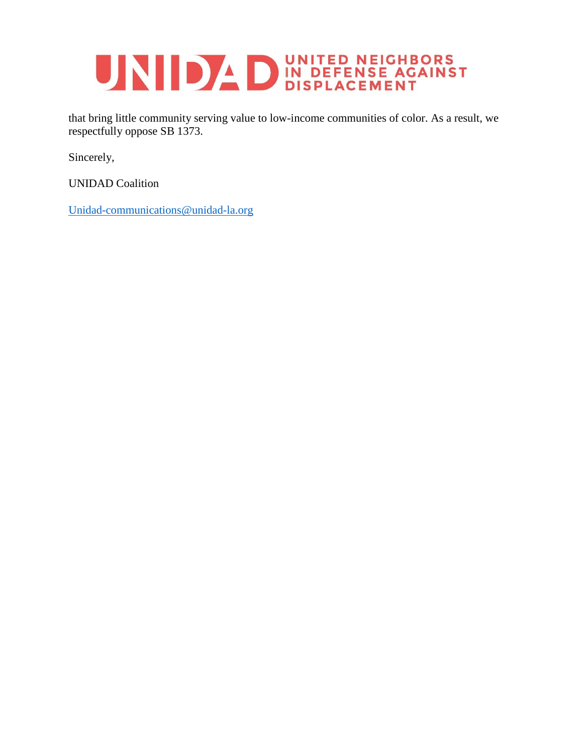that bring little community serving value to low-income communities of color. As a result, we respectfully oppose SB 1373.

Sincerely,

UNIDAD Coalition

Unidad-communications@unidad-la.org